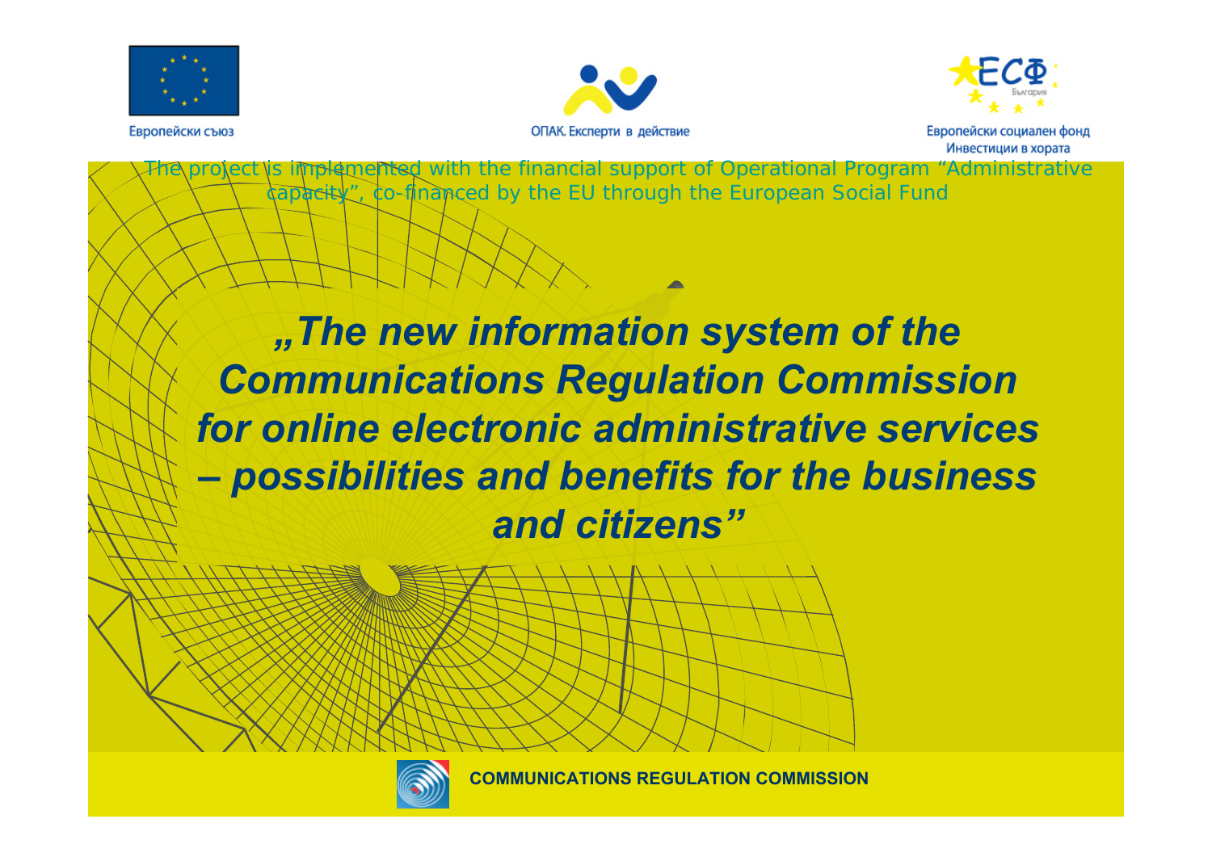Европейски съюз

ОПАК. Експерти в действие

Европейски социален фонд
Инвестиции в хората

The project is implemented with the financial support of Operational Program “Administrative capacity”, co-financed by the EU through the European Social Fund

# *„The new information system of the Communications Regulation Commission for online electronic administrative services – possibilities and benefits for the business and citizens”*

**COMMUNICATIONS REGULATION COMMISSION**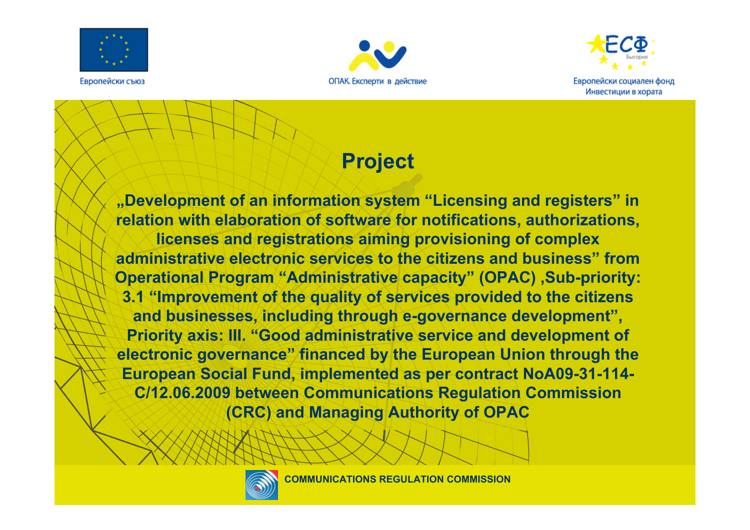Европейски съюз

ОПАК. Експерти в действие

Европейски социален фонд
Инвестиции в хората

# Project

**„Development of an information system “Licensing and registers” in relation with elaboration of software for notifications, authorizations, licenses and registrations aiming provisioning of complex administrative electronic services to the citizens and business” from Operational Program “Administrative capacity” (OPAC) ,Sub-priority: 3.1 “Improvement of the quality of services provided to the citizens and businesses, including through e-governance development”, Priority axis: III. “Good administrative service and development of electronic governance” financed by the European Union through the European Social Fund, implemented as per contract NoA09-31-114-C/12.06.2009 between Communications Regulation Commission (CRC) and Managing Authority of OPAC**

COMMUNICATIONS REGULATION COMMISSION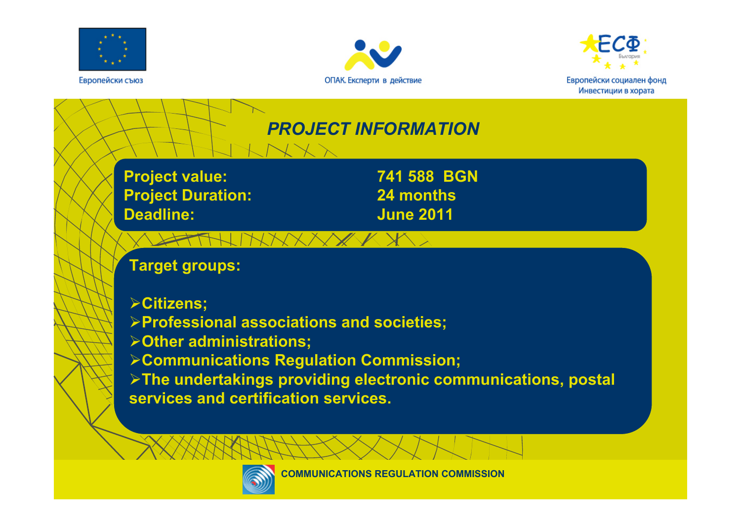Европейски съюз

ОПАК. Експерти в действие

Европейски социален фонд
Инвестиции в хората

# *PROJECT INFORMATION*

| | |
|---|---|
| **Project value:** | **741 588 BGN** |
| **Project Duration:** | **24 months** |
| **Deadline:** | **June 2011** |

**Target groups:**

- **Citizens;**
- **Professional associations and societies;**
- **Other administrations;**
- **Communications Regulation Commission;**
- **The undertakings providing electronic communications, postal services and certification services.**

**COMMUNICATIONS REGULATION COMMISSION**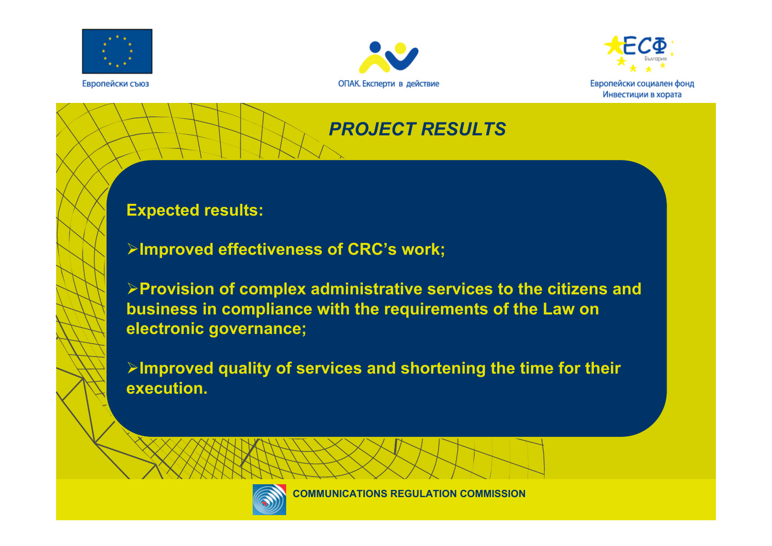Европейски съюз

ОПАК. Експерти в действие

Европейски социален фонд
Инвестиции в хората

# *PROJECT RESULTS*

**Expected results:**

- **Improved effectiveness of CRC's work;**
- **Provision of complex administrative services to the citizens and business in compliance with the requirements of the Law on electronic governance;**
- **Improved quality of services and shortening the time for their execution.**

COMMUNICATIONS REGULATION COMMISSION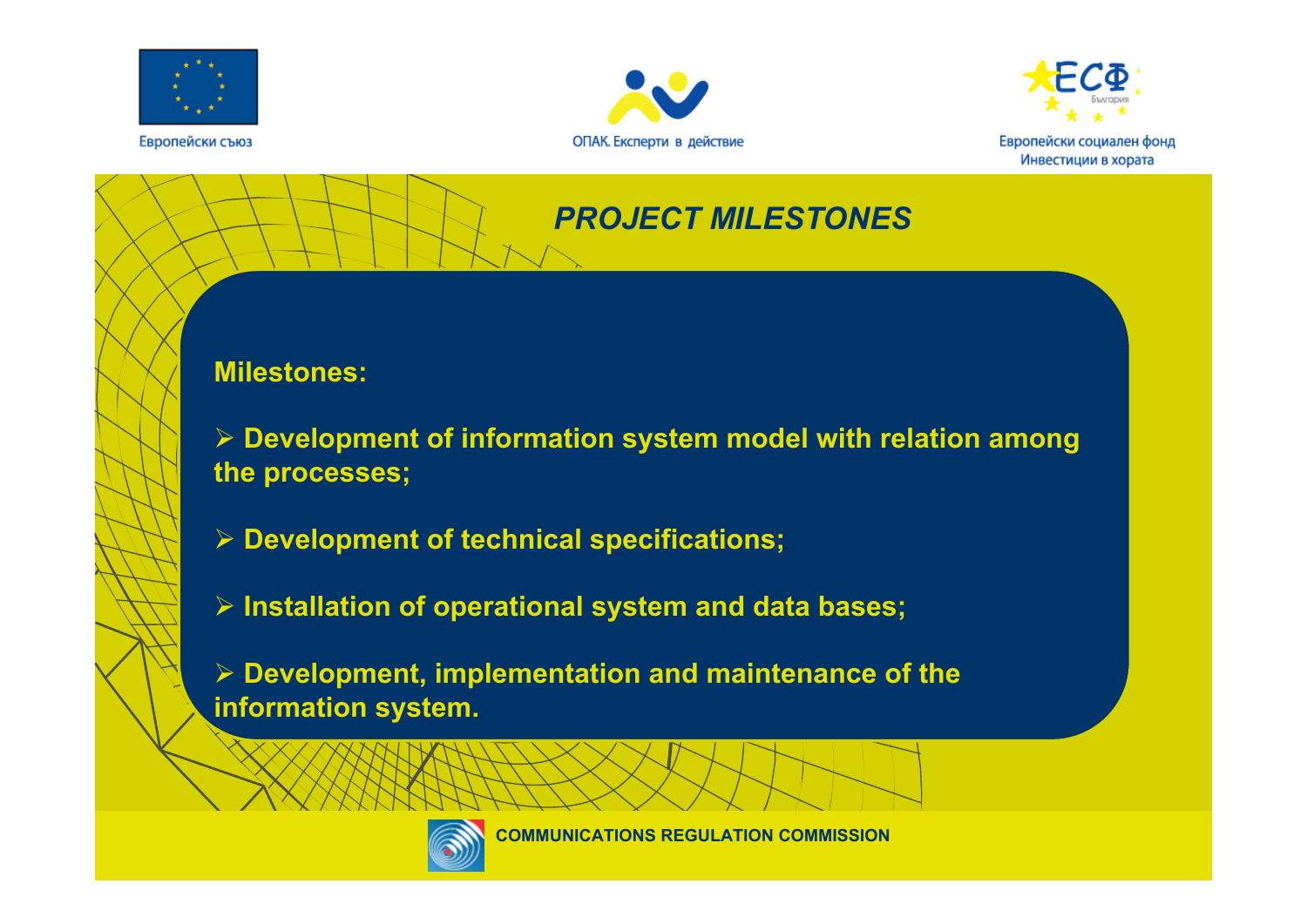## *PROJECT MILESTONES*

**Milestones:**

- **Development of information system model with relation among the processes;**
- **Development of technical specifications;**
- **Installation of operational system and data bases;**
- **Development, implementation and maintenance of the information system.**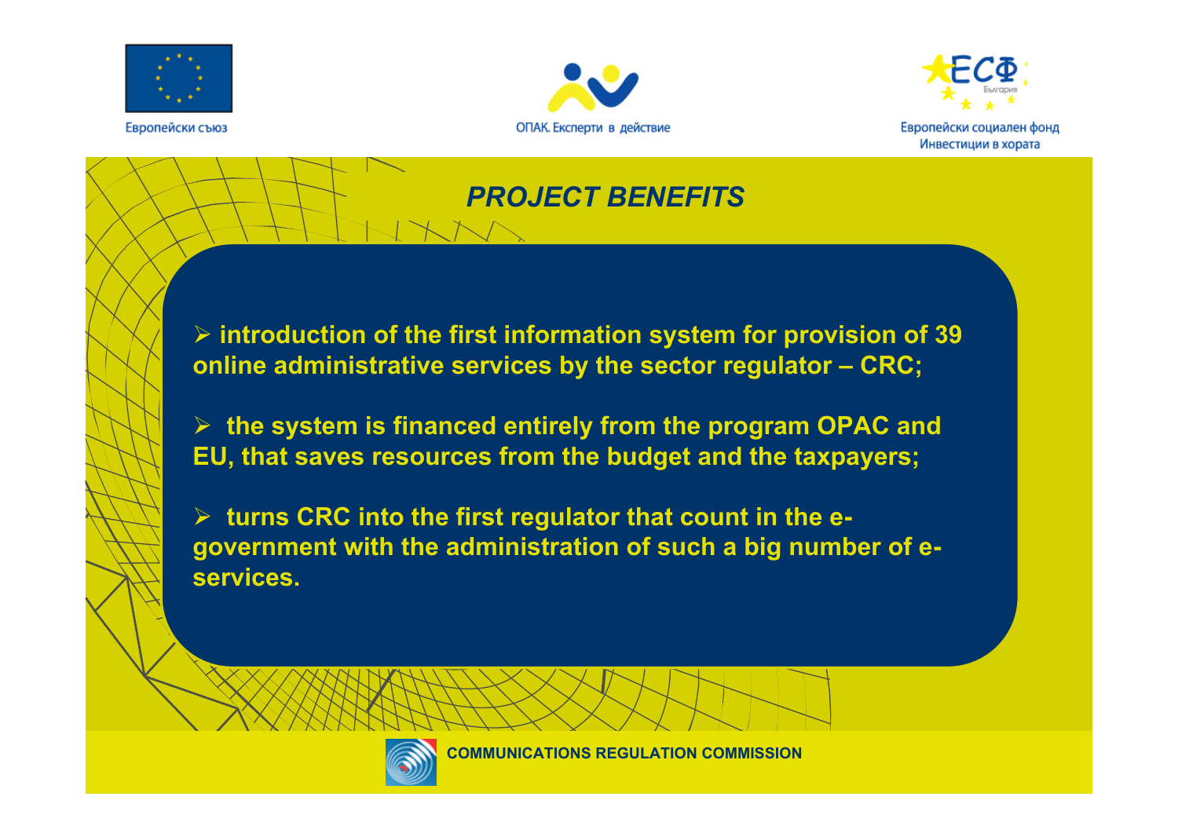Европейски съюз

ОПАК. Експерти в действие

Европейски социален фонд
Инвестиции в хората

# *PROJECT BENEFITS*

- **introduction of the first information system for provision of 39 online administrative services by the sector regulator – CRC;**

- **the system is financed entirely from the program OPAC and EU, that saves resources from the budget and the taxpayers;**

- **turns CRC into the first regulator that count in the e-government with the administration of such a big number of e-services.**

**COMMUNICATIONS REGULATION COMMISSION**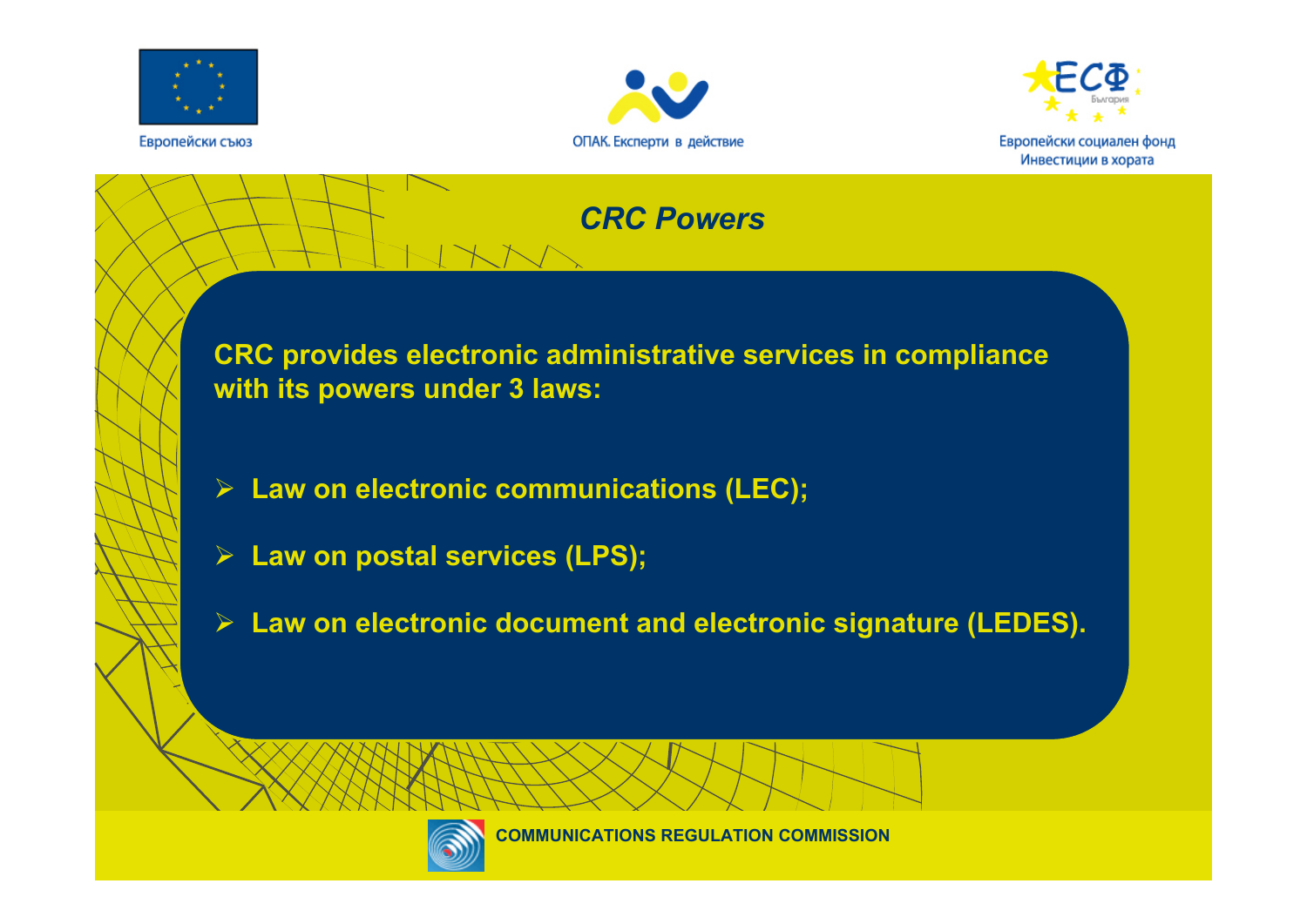## *CRC Powers*

**CRC provides electronic administrative services in compliance with its powers under 3 laws:**

- **Law on electronic communications (LEC);**
- **Law on postal services (LPS);**
- **Law on electronic document and electronic signature (LEDES).**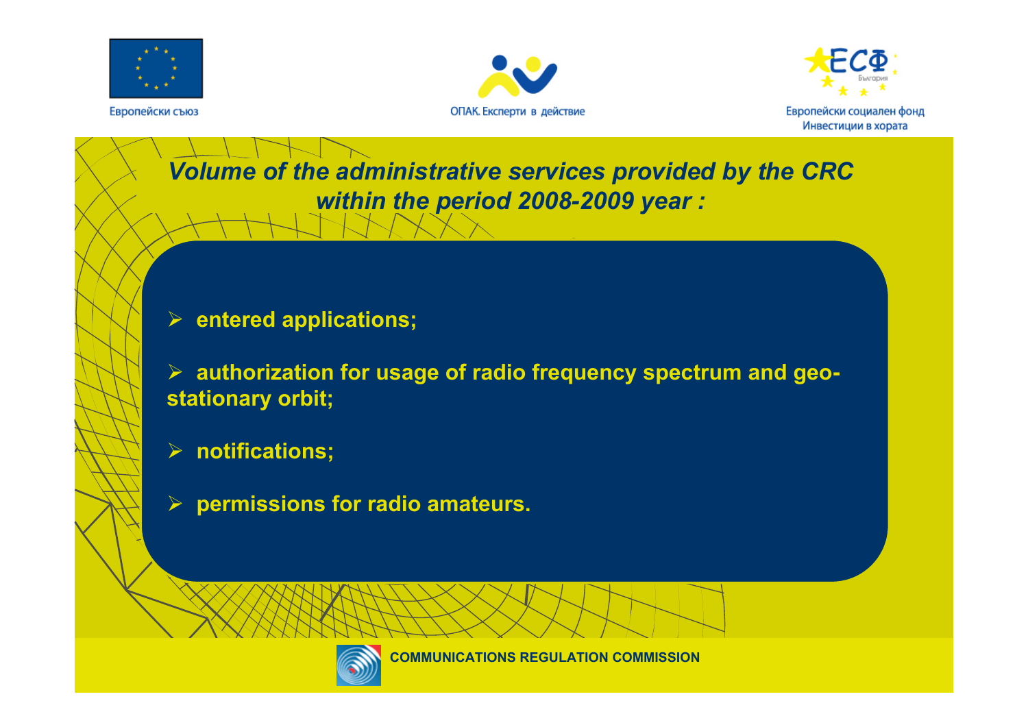## *Volume of the administrative services provided by the CRC within the period 2008-2009 year :*

- **entered applications;**
- **authorization for usage of radio frequency spectrum and geo-stationary orbit;**
- **notifications;**
- **permissions for radio amateurs.**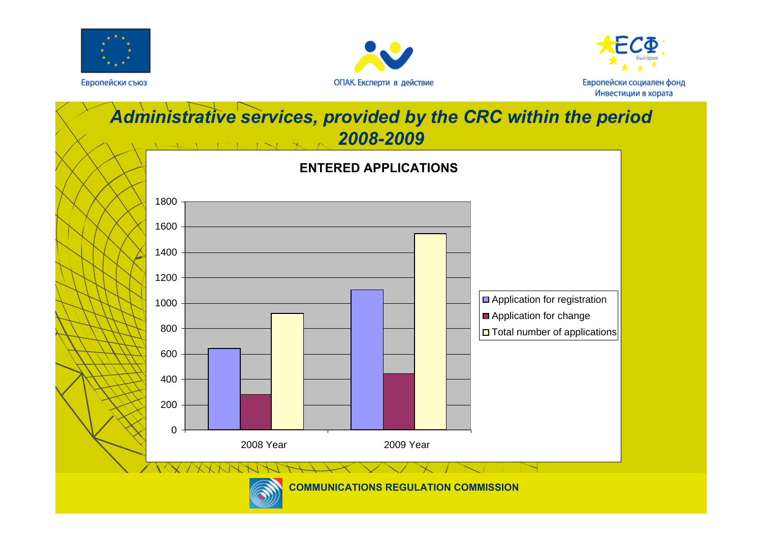Европейски съюз

ОПАК. Експерти в действие

Европейски социален фонд
Инвестиции в хората

# *Administrative services, provided by the CRC within the period 2008-2009*

**ENTERED APPLICATIONS**

| | Application for registration | Application for change | Total number of applications |
|---|---|---|---|
| 2008 Year | ~640 | ~280 | ~920 |
| 2009 Year | ~1100 | ~440 | ~1550 |

**COMMUNICATIONS REGULATION COMMISSION**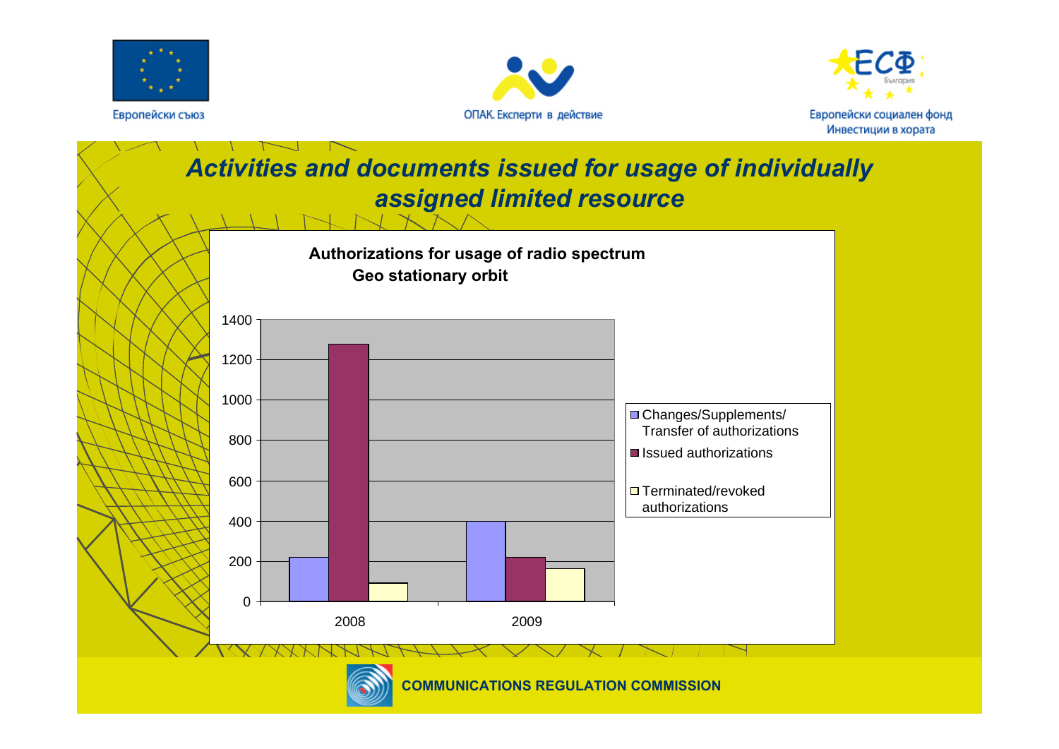Европейски съюз

ОПАК. Експерти в действие

Европейски социален фонд
Инвестиции в хората

# Activities and documents issued for usage of individually assigned limited resource

**Authorizations for usage of radio spectrum**
**Geo stationary orbit**

| | 2008 | 2009 |
|---|---|---|
| Changes/Supplements/ Transfer of authorizations | 220 | 400 |
| Issued authorizations | 1280 | 220 |
| Terminated/revoked authorizations | 90 | 165 |

COMMUNICATIONS REGULATION COMMISSION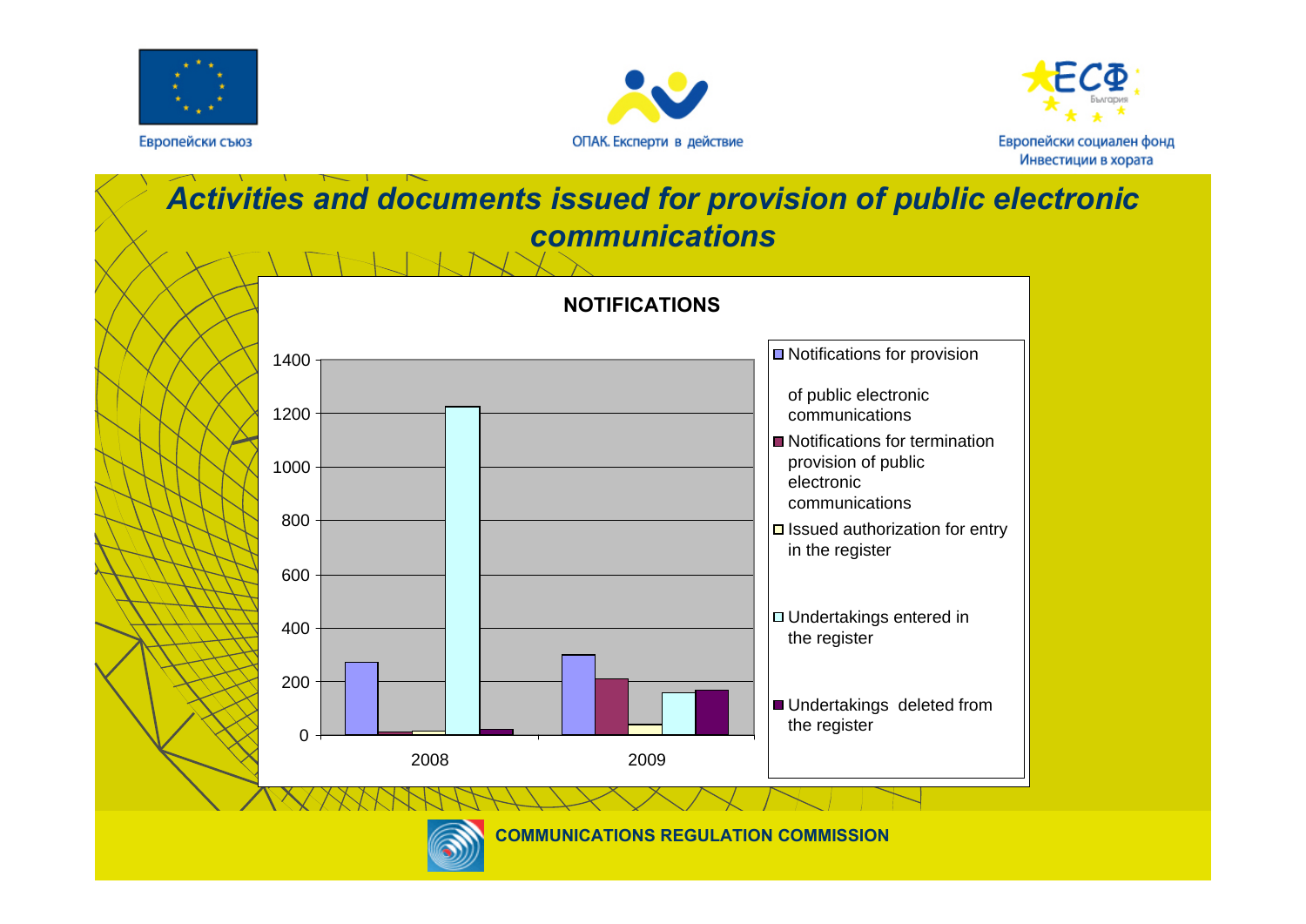Европейски съюз

ОПАК. Експерти в действие

Европейски социален фонд
Инвестиции в хората

# Activities and documents issued for provision of public electronic communications

**NOTIFICATIONS**

- Notifications for provision of public electronic communications
- Notifications for termination provision of public electronic communications
- Issued authorization for entry in the register
- Undertakings entered in the register
- Undertakings deleted from the register

Y-axis: 0, 200, 400, 600, 800, 1000, 1200, 1400

X-axis: 2008, 2009

**COMMUNICATIONS REGULATION COMMISSION**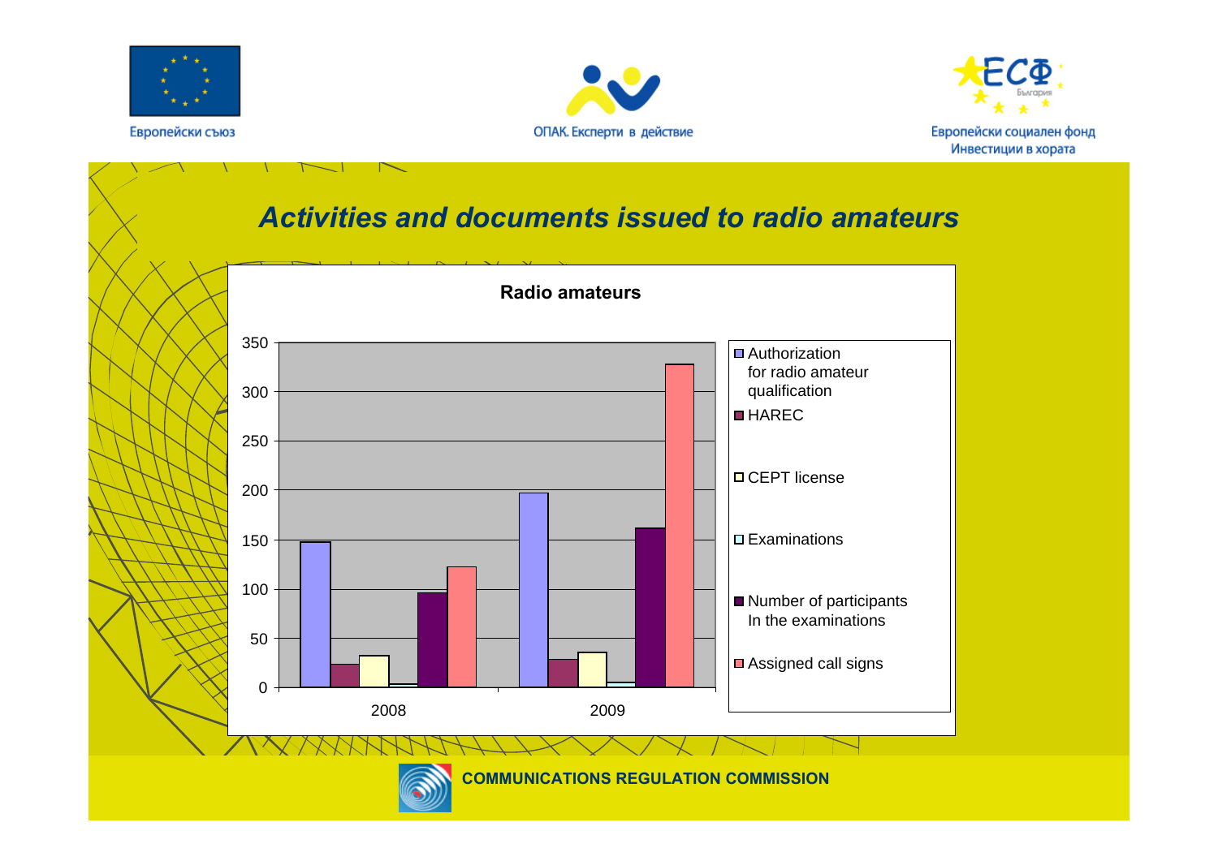Европейски съюз

ОПАК. Експерти в действие

Европейски социален фонд
Инвестиции в хората

## *Activities and documents issued to radio amateurs*

**Radio amateurs**

| | Authorization for radio amateur qualification | HAREC | CEPT license | Examinations | Number of participants In the examinations | Assigned call signs |
|---|---|---|---|---|---|---|
| 2008 | 147 | 23 | 32 | 3 | 96 | 122 |
| 2009 | 197 | 28 | 35 | 5 | 161 | 327 |

**COMMUNICATIONS REGULATION COMMISSION**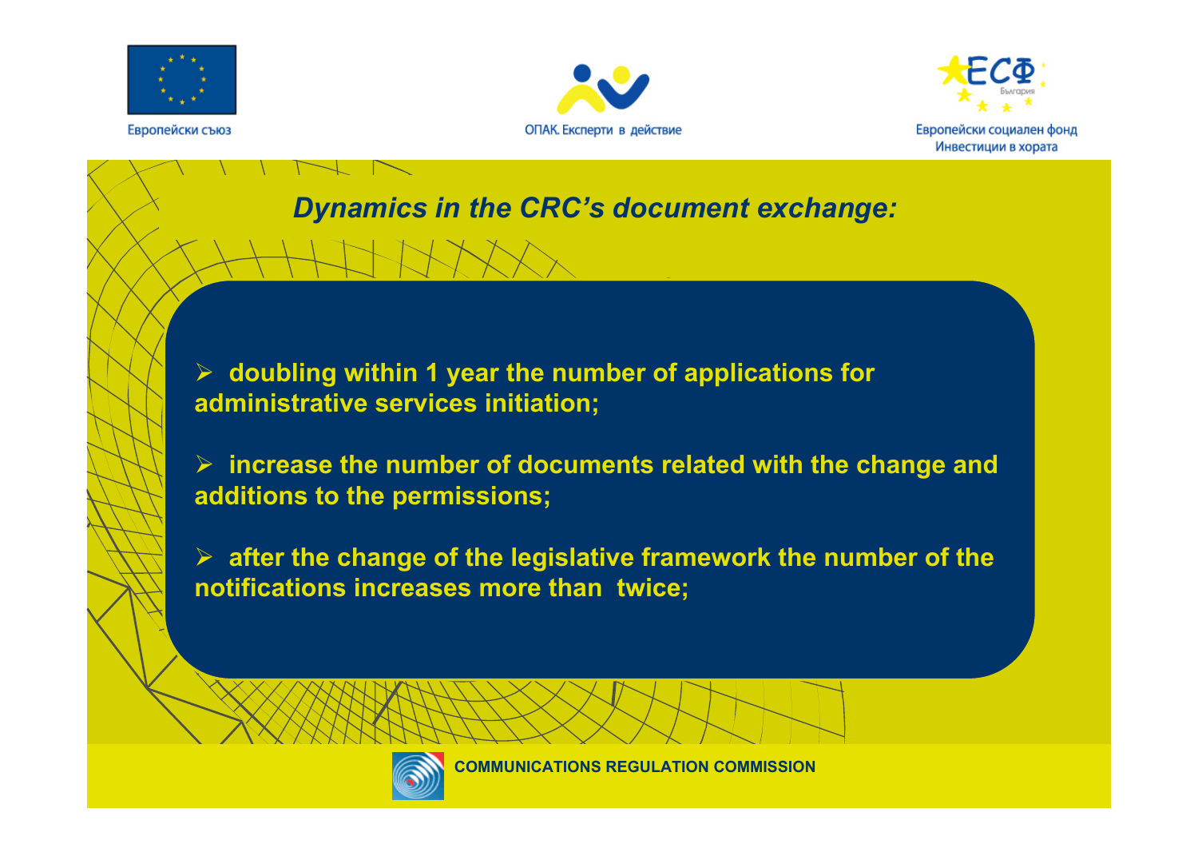Европейски съюз

ОПАК. Експерти в действие

Европейски социален фонд
Инвестиции в хората

## *Dynamics in the CRC's document exchange:*

- **doubling within 1 year the number of applications for administrative services initiation;**
- **increase the number of documents related with the change and additions to the permissions;**
- **after the change of the legislative framework the number of the notifications increases more than twice;**

COMMUNICATIONS REGULATION COMMISSION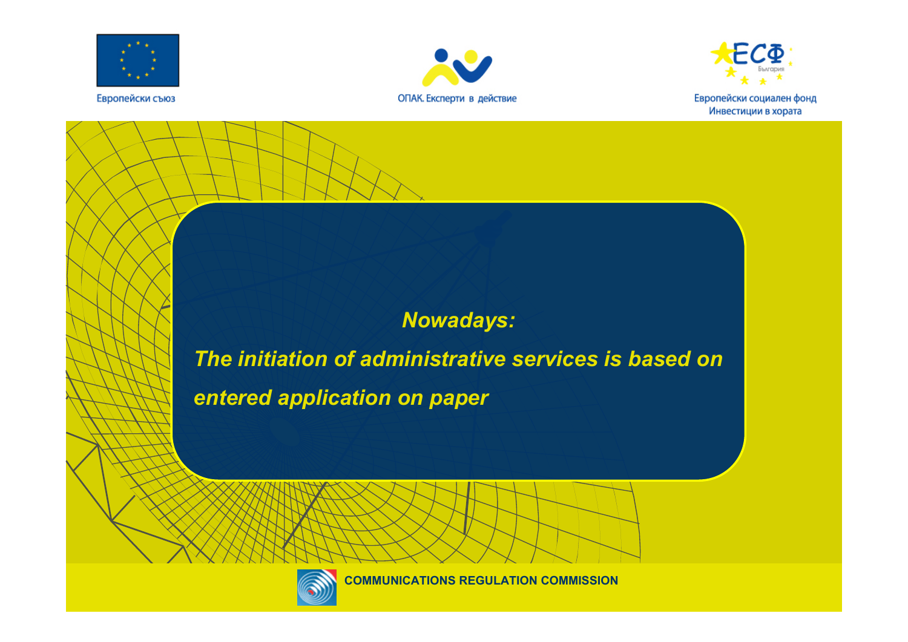Европейски съюз

ОПАК. Експерти в действие

Европейски социален фонд
Инвестиции в хората

***Nowadays:***

***The initiation of administrative services is based on entered application on paper***

**COMMUNICATIONS REGULATION COMMISSION**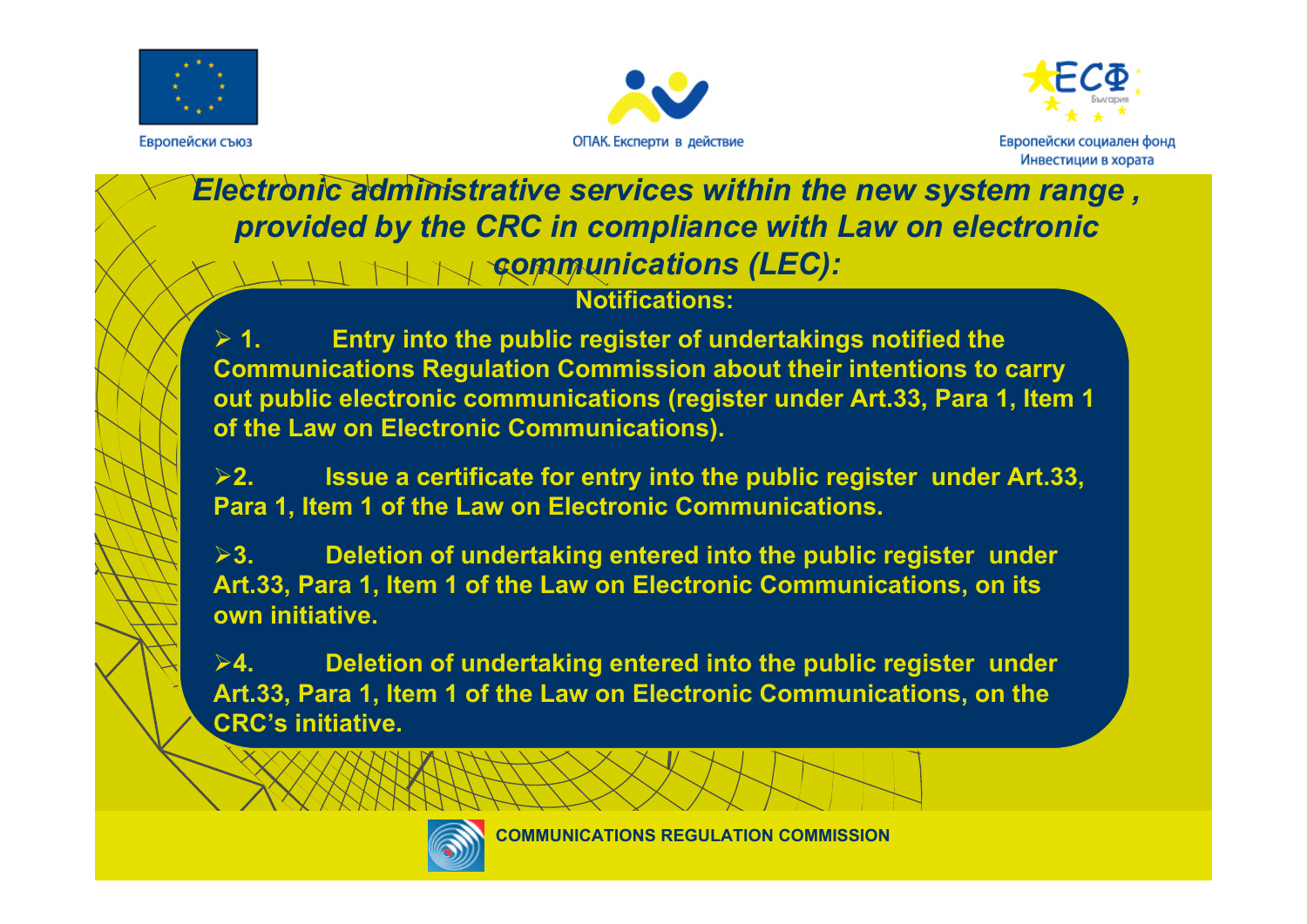# *Electronic administrative services within the new system range , provided by the CRC in compliance with Law on electronic communications (LEC):*

**Notifications:**

- **1. Entry into the public register of undertakings notified the Communications Regulation Commission about their intentions to carry out public electronic communications (register under Art.33, Para 1, Item 1 of the Law on Electronic Communications).**

- **2. Issue a certificate for entry into the public register under Art.33, Para 1, Item 1 of the Law on Electronic Communications.**

- **3. Deletion of undertaking entered into the public register under Art.33, Para 1, Item 1 of the Law on Electronic Communications, on its own initiative.**

- **4. Deletion of undertaking entered into the public register under Art.33, Para 1, Item 1 of the Law on Electronic Communications, on the CRC's initiative.**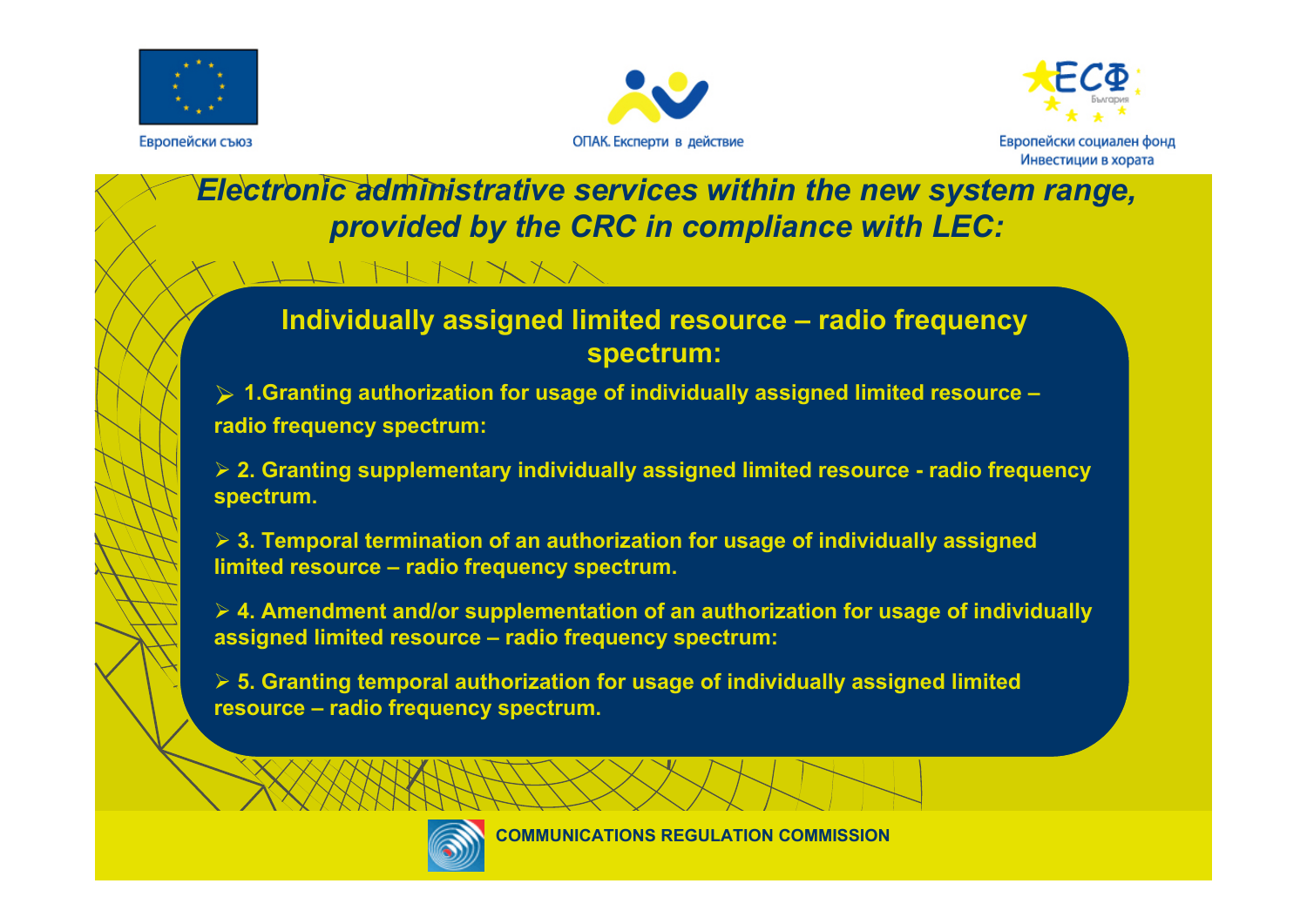# *Electronic administrative services within the new system range, provided by the CRC in compliance with LEC:*

## Individually assigned limited resource – radio frequency spectrum:

- **1.Granting authorization for usage of individually assigned limited resource – radio frequency spectrum:**
- **2. Granting supplementary individually assigned limited resource - radio frequency spectrum.**
- **3. Temporal termination of an authorization for usage of individually assigned limited resource – radio frequency spectrum.**
- **4. Amendment and/or supplementation of an authorization for usage of individually assigned limited resource – radio frequency spectrum:**
- **5. Granting temporal authorization for usage of individually assigned limited resource – radio frequency spectrum.**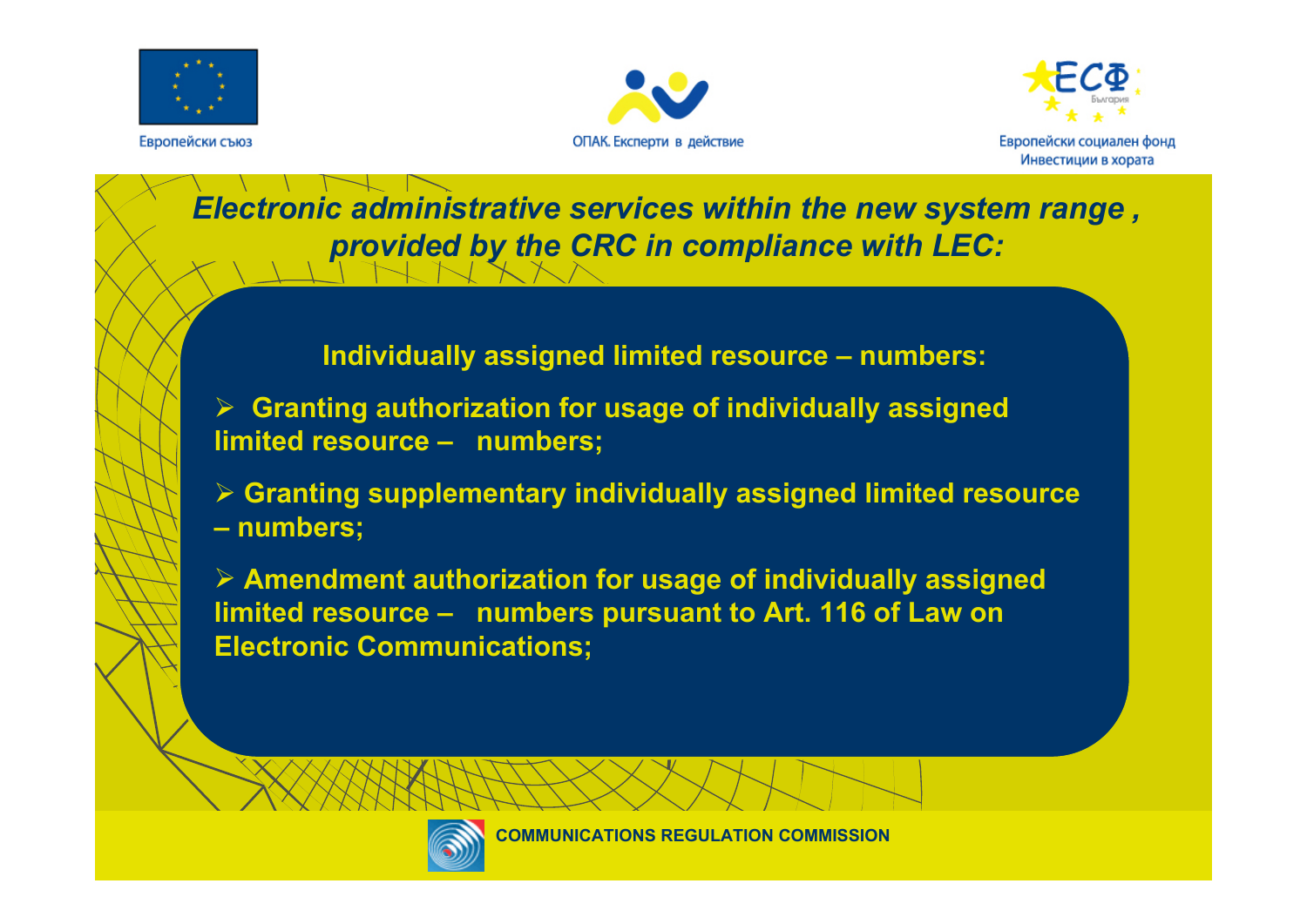Европейски съюз

ОПАК. Експерти в действие

Европейски социален фонд
Инвестиции в хората

## *Electronic administrative services within the new system range , provided by the CRC in compliance with LEC:*

**Individually assigned limited resource – numbers:**

- **Granting authorization for usage of individually assigned limited resource – numbers;**
- **Granting supplementary individually assigned limited resource – numbers;**
- **Amendment authorization for usage of individually assigned limited resource – numbers pursuant to Art. 116 of Law on Electronic Communications;**

**COMMUNICATIONS REGULATION COMMISSION**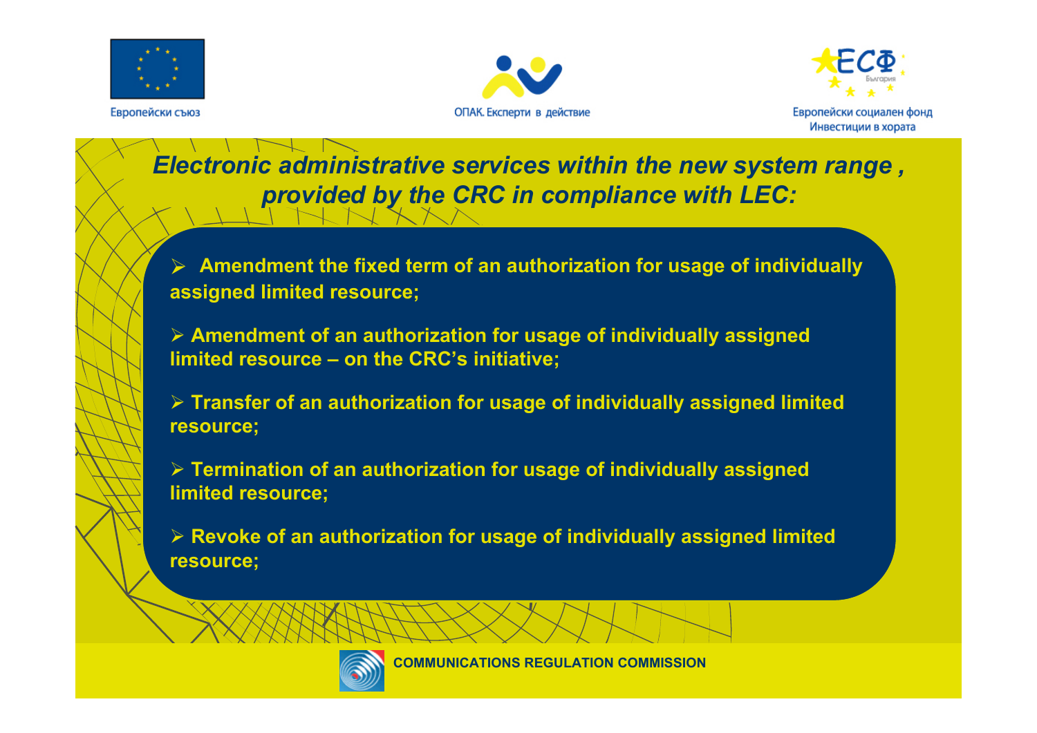Европейски съюз

ОПАК. Експерти в действие

Европейски социален фонд
Инвестиции в хората

# *Electronic administrative services within the new system range , provided by the CRC in compliance with LEC:*

- **Amendment the fixed term of an authorization for usage of individually assigned limited resource;**
- **Amendment of an authorization for usage of individually assigned limited resource – on the CRC's initiative;**
- **Transfer of an authorization for usage of individually assigned limited resource;**
- **Termination of an authorization for usage of individually assigned limited resource;**
- **Revoke of an authorization for usage of individually assigned limited resource;**

**COMMUNICATIONS REGULATION COMMISSION**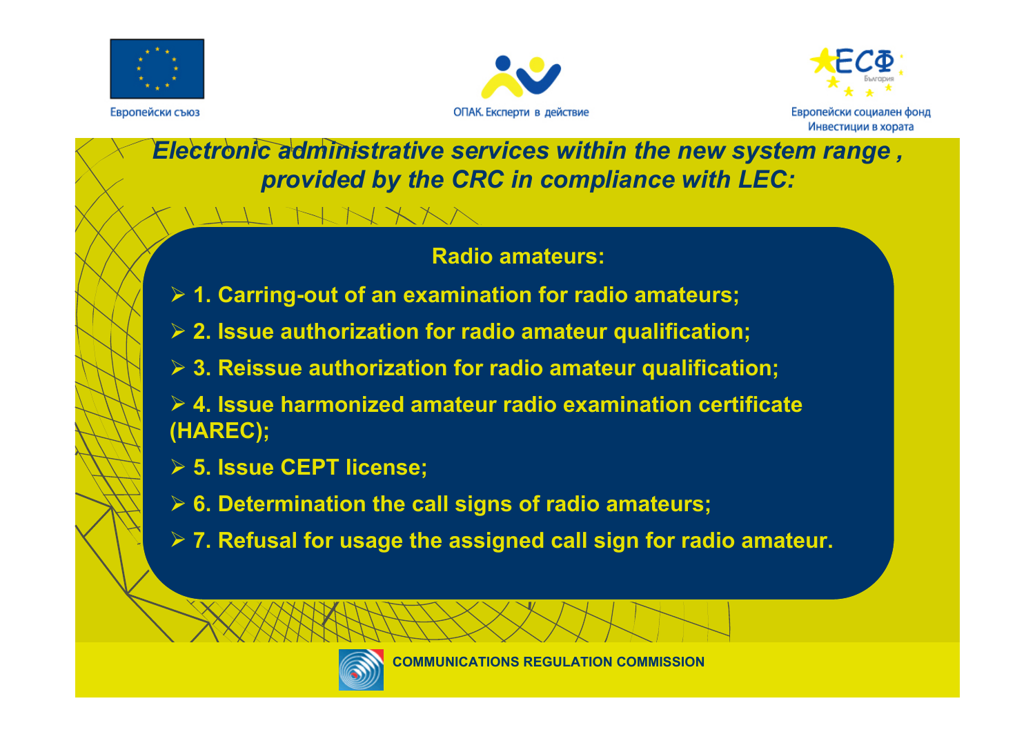Европейски съюз

ОПАК. Експерти в действие

Европейски социален фонд
Инвестиции в хората

# *Electronic administrative services within the new system range , provided by the CRC in compliance with LEC:*

## Radio amateurs:

- 1. Carring-out of an examination for radio amateurs;
- 2. Issue authorization for radio amateur qualification;
- 3. Reissue authorization for radio amateur qualification;
- 4. Issue harmonized amateur radio examination certificate (HAREC);
- 5. Issue CEPT license;
- 6. Determination the call signs of radio amateurs;
- 7. Refusal for usage the assigned call sign for radio amateur.

COMMUNICATIONS REGULATION COMMISSION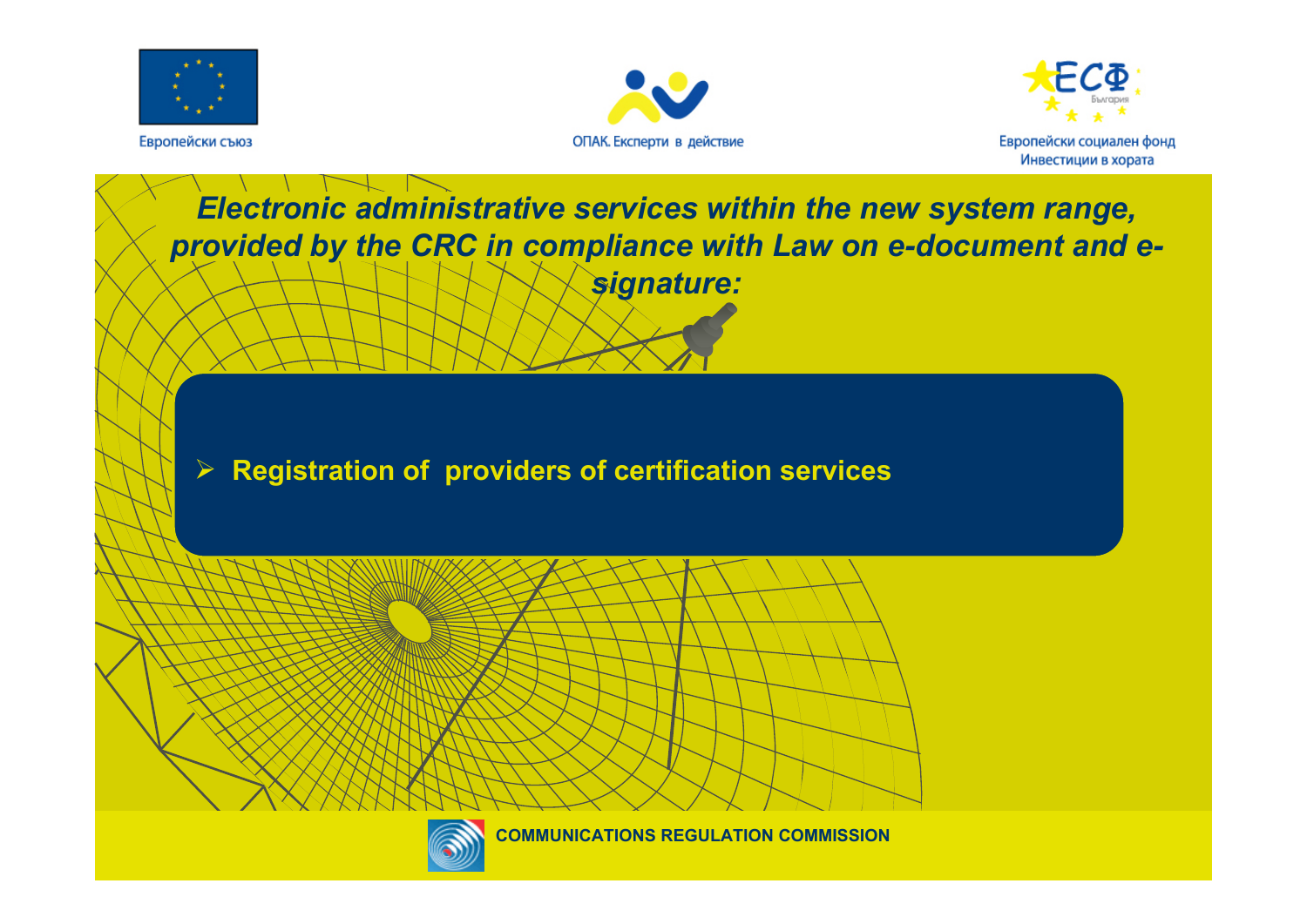# Electronic administrative services within the new system range, provided by the CRC in compliance with Law on e-document and e-signature:

- **Registration of providers of certification services**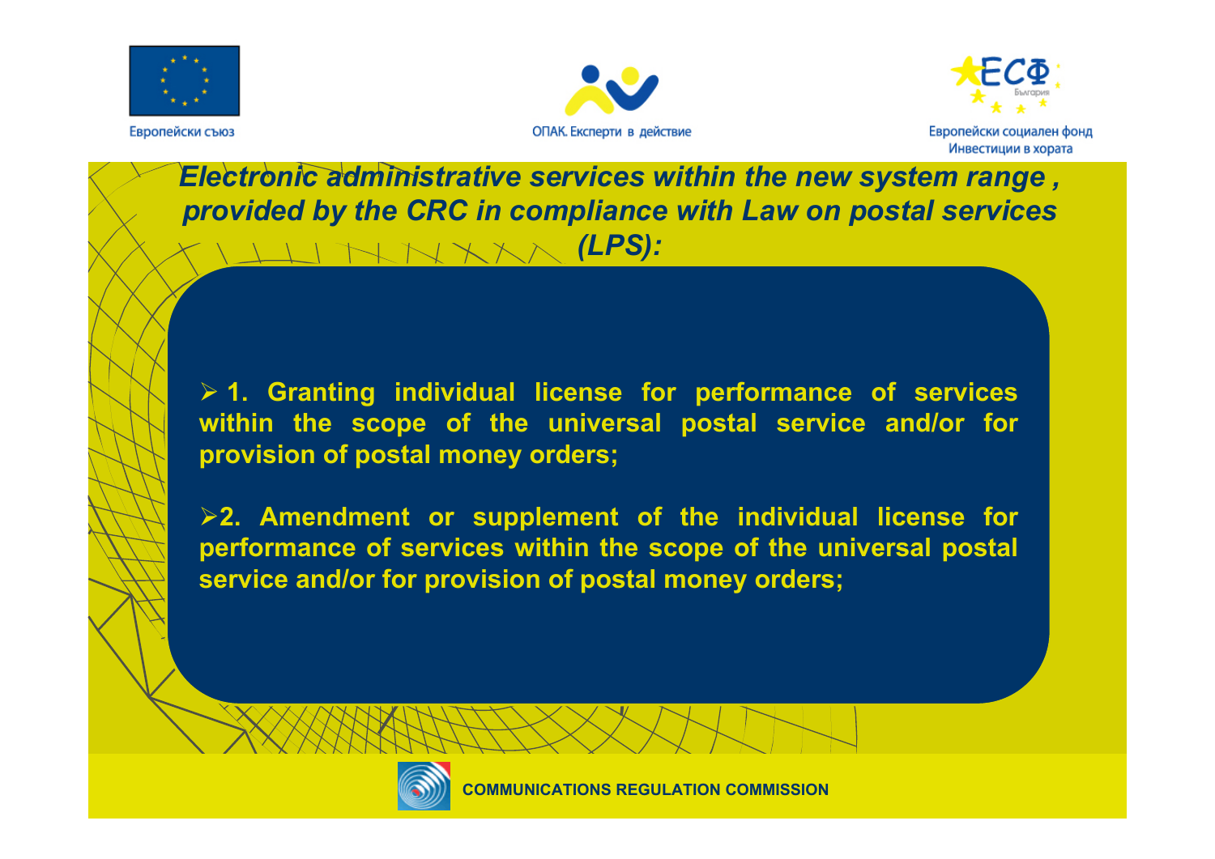## *Electronic administrative services within the new system range , provided by the CRC in compliance with Law on postal services (LPS):*

- **1. Granting individual license for performance of services within the scope of the universal postal service and/or for provision of postal money orders;**

- **2. Amendment or supplement of the individual license for performance of services within the scope of the universal postal service and/or for provision of postal money orders;**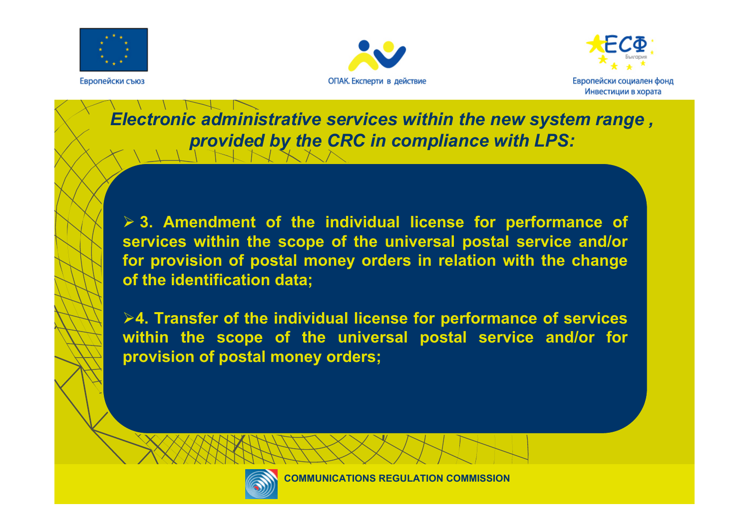Европейски съюз

ОПАК. Експерти в действие

Европейски социален фонд
Инвестиции в хората

## *Electronic administrative services within the new system range , provided by the CRC in compliance with LPS:*

- **3. Amendment of the individual license for performance of services within the scope of the universal postal service and/or for provision of postal money orders in relation with the change of the identification data;**

- **4. Transfer of the individual license for performance of services within the scope of the universal postal service and/or for provision of postal money orders;**

**COMMUNICATIONS REGULATION COMMISSION**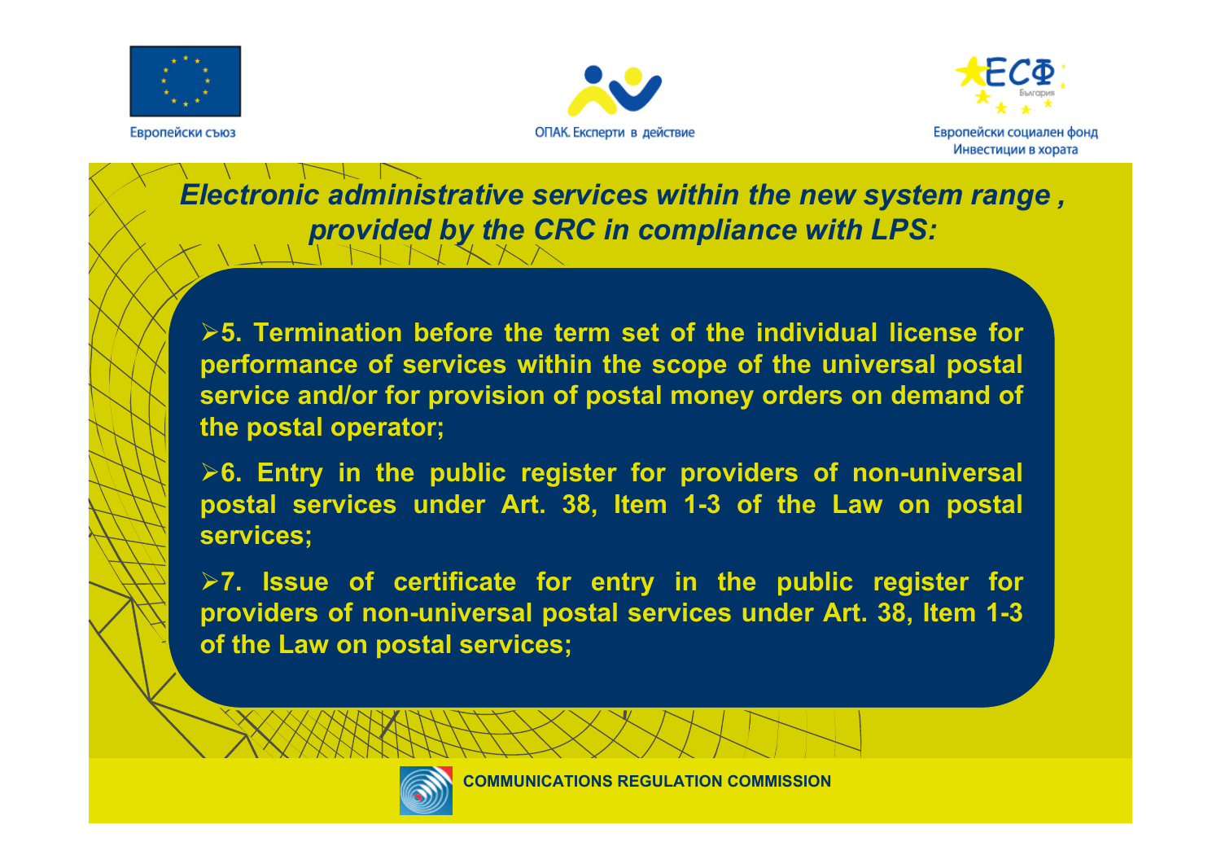Европейски съюз

ОПАК. Експерти в действие

Европейски социален фонд
Инвестиции в хората

## *Electronic administrative services within the new system range, provided by the CRC in compliance with LPS:*

- **5. Termination before the term set of the individual license for performance of services within the scope of the universal postal service and/or for provision of postal money orders on demand of the postal operator;**
- **6. Entry in the public register for providers of non-universal postal services under Art. 38, Item 1-3 of the Law on postal services;**
- **7. Issue of certificate for entry in the public register for providers of non-universal postal services under Art. 38, Item 1-3 of the Law on postal services;**

COMMUNICATIONS REGULATION COMMISSION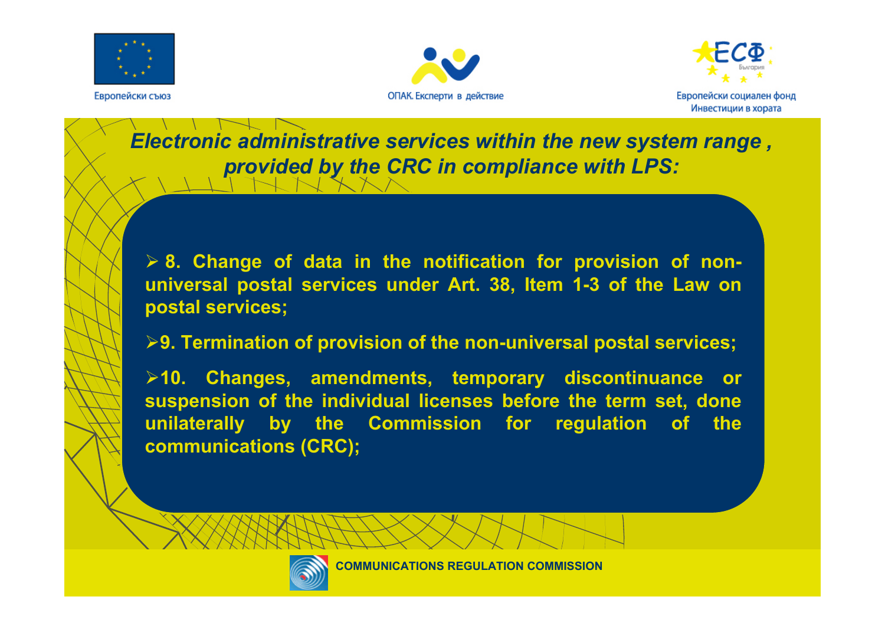## *Electronic administrative services within the new system range , provided by the CRC in compliance with LPS:*

- **8. Change of data in the notification for provision of non-universal postal services under Art. 38, Item 1-3 of the Law on postal services;**
- **9. Termination of provision of the non-universal postal services;**
- **10. Changes, amendments, temporary discontinuance or suspension of the individual licenses before the term set, done unilaterally by the Commission for regulation of the communications (CRC);**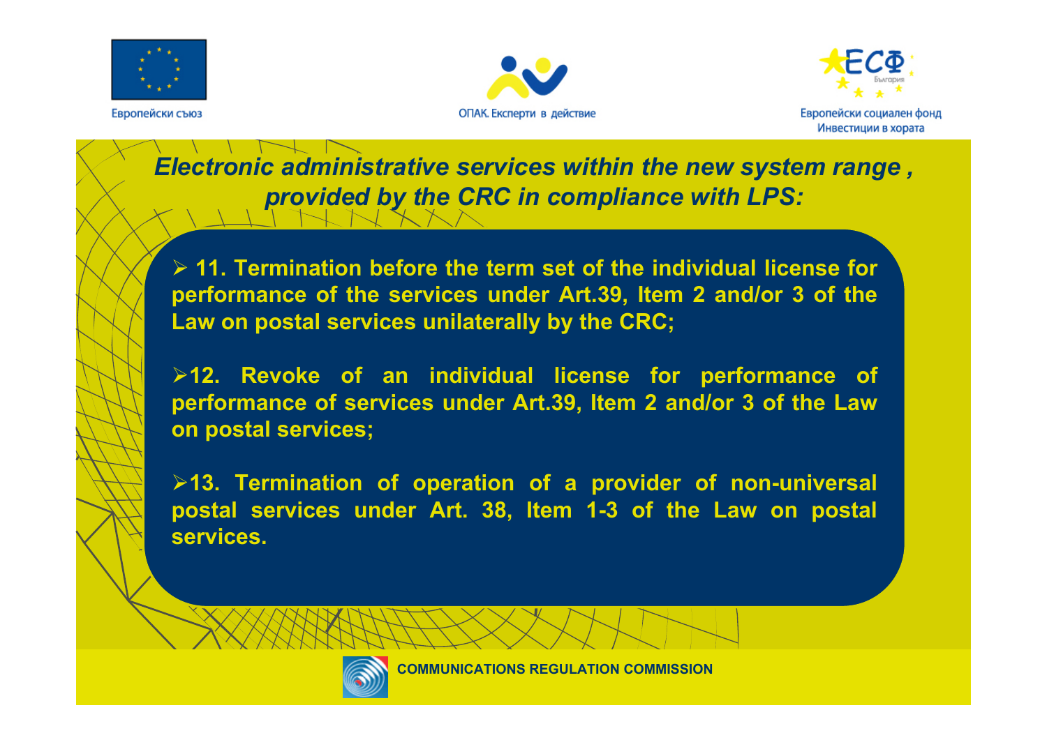## *Electronic administrative services within the new system range , provided by the CRC in compliance with LPS:*

- **11. Termination before the term set of the individual license for performance of the services under Art.39, Item 2 and/or 3 of the Law on postal services unilaterally by the CRC;**

- **12. Revoke of an individual license for performance of performance of services under Art.39, Item 2 and/or 3 of the Law on postal services;**

- **13. Termination of operation of a provider of non-universal postal services under Art. 38, Item 1-3 of the Law on postal services.**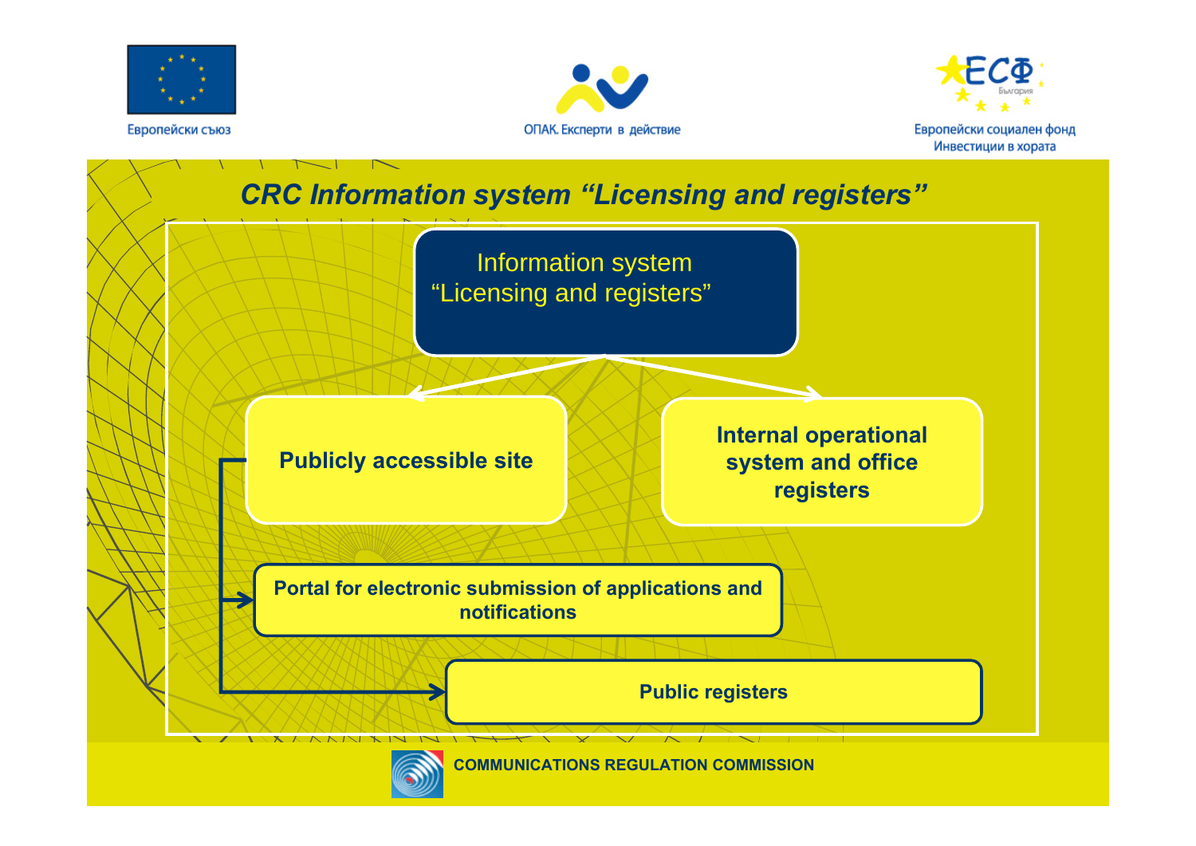Европейски съюз

ОПАК. Експерти в действие

Европейски социален фонд
Инвестиции в хората

## CRC Information system "Licensing and registers"

Information system
"Licensing and registers"

- **Publicly accessible site**
  - **Portal for electronic submission of applications and notifications**
  - **Public registers**
- **Internal operational system and office registers**

COMMUNICATIONS REGULATION COMMISSION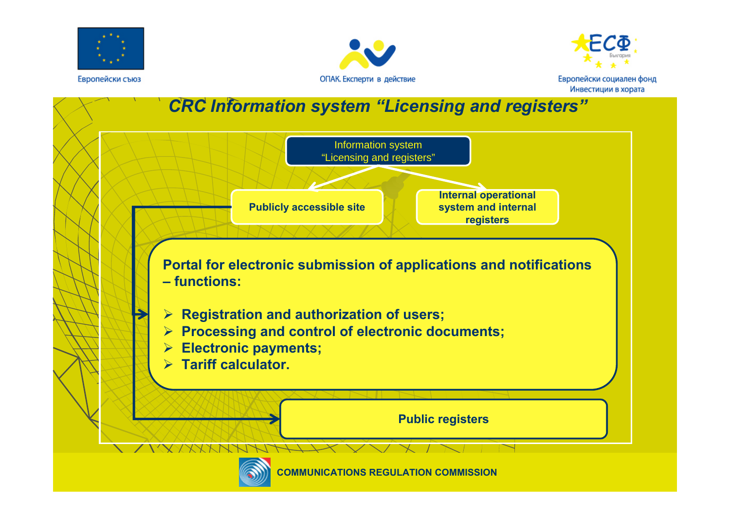Европейски съюз

ОПАК. Експерти в действие

Европейски социален фонд
Инвестиции в хората

# *CRC Information system "Licensing and registers"*

Information system
"Licensing and registers"

**Publicly accessible site**

**Internal operational system and internal registers**

**Portal for electronic submission of applications and notifications – functions:**

- **Registration and authorization of users;**
- **Processing and control of electronic documents;**
- **Electronic payments;**
- **Tariff calculator.**

**Public registers**

**COMMUNICATIONS REGULATION COMMISSION**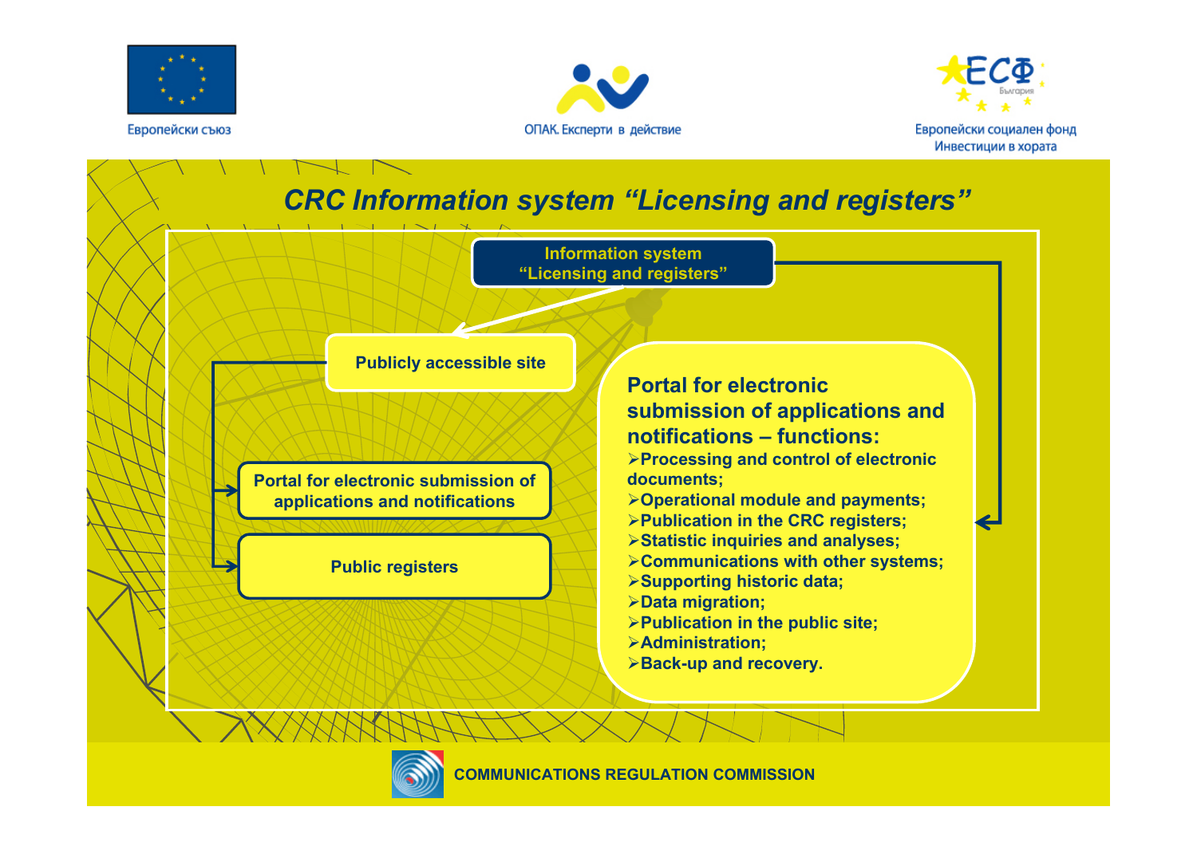Европейски съюз

ОПАК. Експерти в действие

Европейски социален фонд
Инвестиции в хората

# CRC Information system "Licensing and registers"

**Information system "Licensing and registers"**

**Publicly accessible site**

**Portal for electronic submission of applications and notifications**

**Public registers**

## Portal for electronic submission of applications and notifications – functions:

- Processing and control of electronic documents;
- Operational module and payments;
- Publication in the CRC registers;
- Statistic inquiries and analyses;
- Communications with other systems;
- Supporting historic data;
- Data migration;
- Publication in the public site;
- Administration;
- Back-up and recovery.

COMMUNICATIONS REGULATION COMMISSION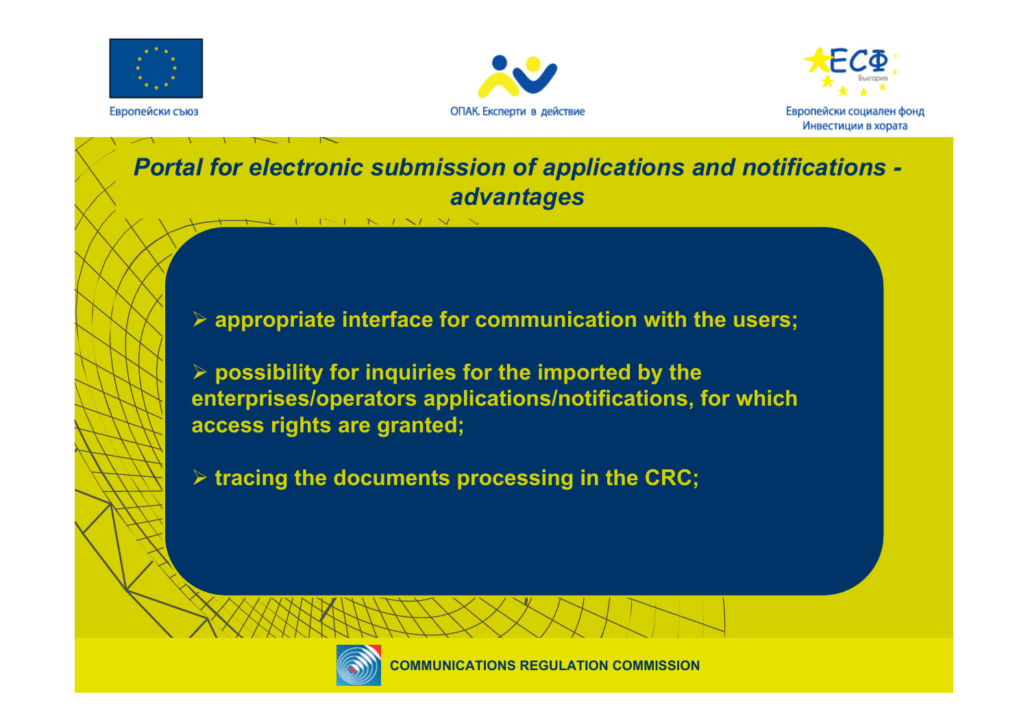## *Portal for electronic submission of applications and notifications - advantages*

- **appropriate interface for communication with the users;**
- **possibility for inquiries for the imported by the enterprises/operators applications/notifications, for which access rights are granted;**
- **tracing the documents processing in the CRC;**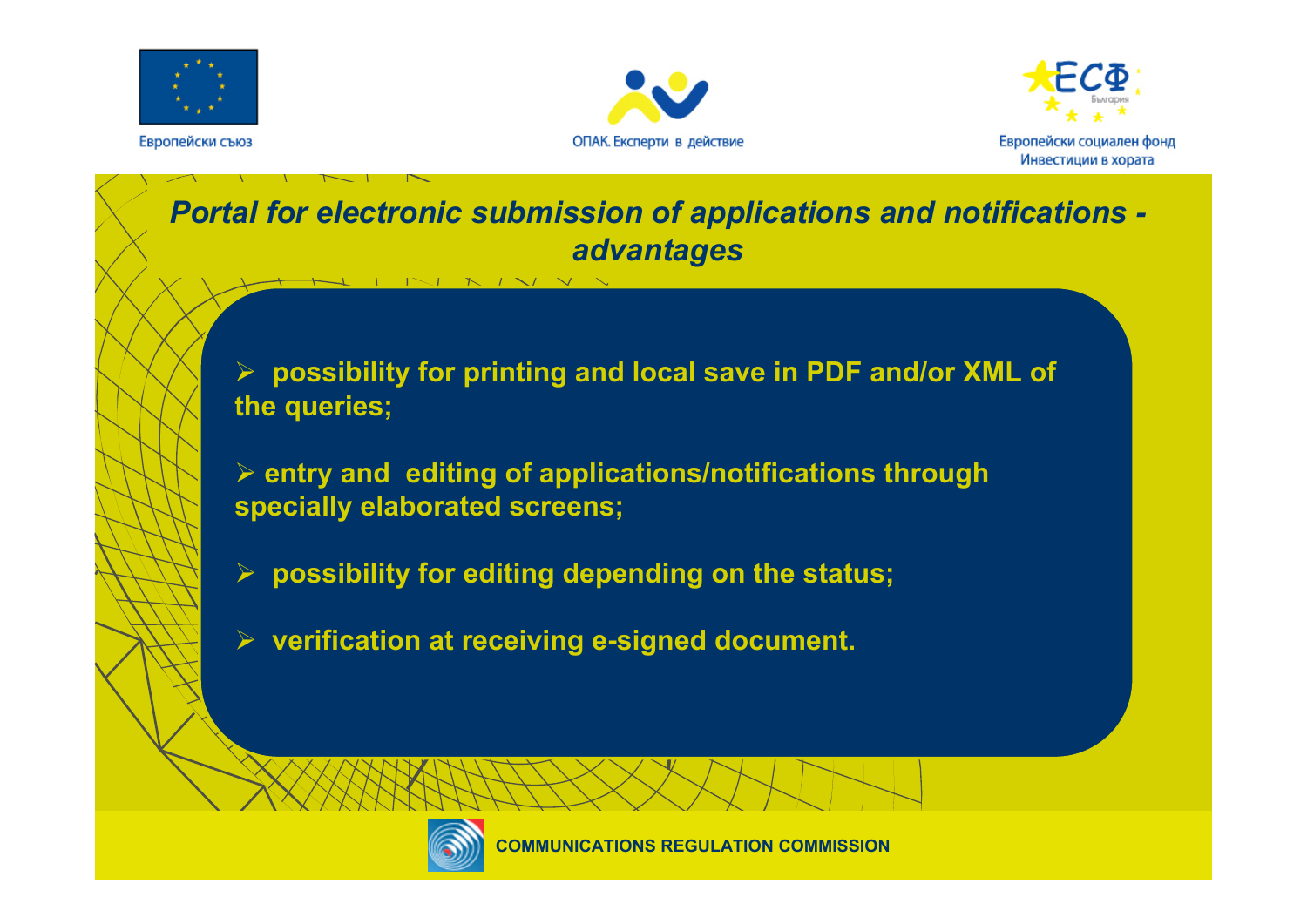Европейски съюз

ОПАК. Експерти в действие

Европейски социален фонд
Инвестиции в хората

# *Portal for electronic submission of applications and notifications - advantages*

- **possibility for printing and local save in PDF and/or XML of the queries;**
- **entry and editing of applications/notifications through specially elaborated screens;**
- **possibility for editing depending on the status;**
- **verification at receiving e-signed document.**

**COMMUNICATIONS REGULATION COMMISSION**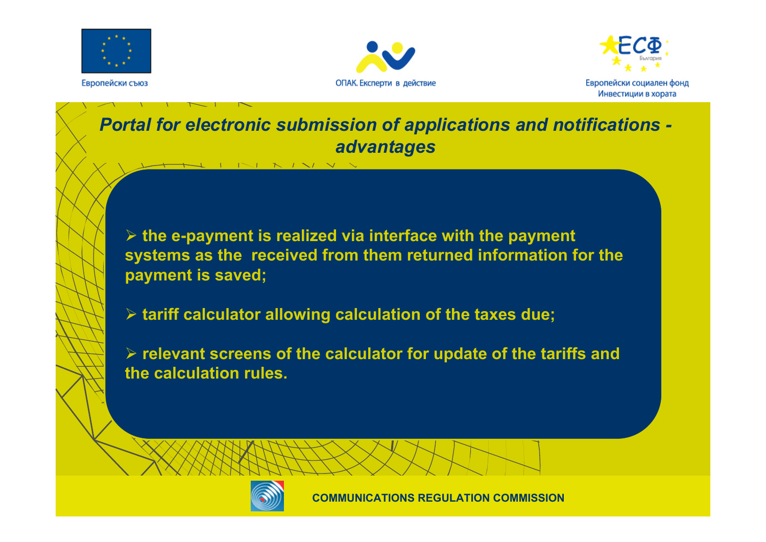Европейски съюз

ОПАК. Експерти в действие

Европейски социален фонд
Инвестиции в хората

## *Portal for electronic submission of applications and notifications - advantages*

- **the e-payment is realized via interface with the payment systems as the received from them returned information for the payment is saved;**
- **tariff calculator allowing calculation of the taxes due;**
- **relevant screens of the calculator for update of the tariffs and the calculation rules.**

**COMMUNICATIONS REGULATION COMMISSION**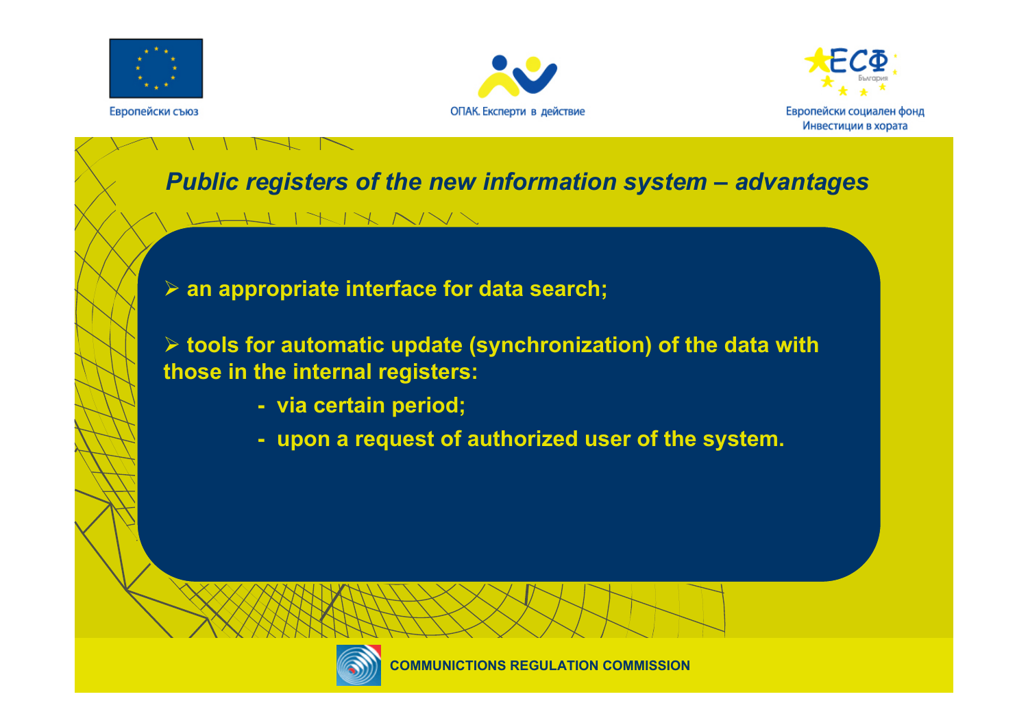## *Public registers of the new information system – advantages*

- an appropriate interface for data search;
- tools for automatic update (synchronization) of the data with those in the internal registers:
  - via certain period;
  - upon a request of authorized user of the system.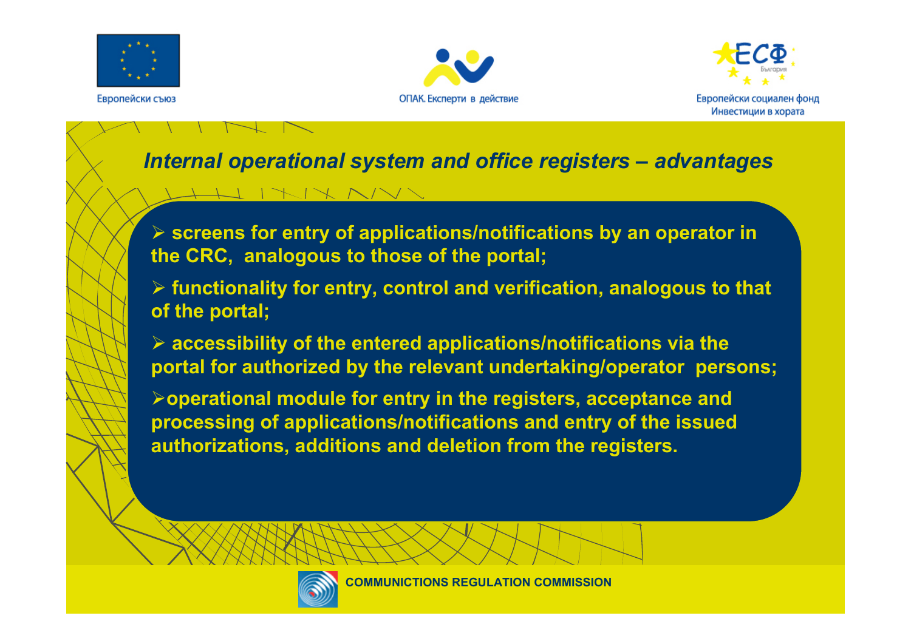## *Internal operational system and office registers – advantages*

- screens for entry of applications/notifications by an operator in the CRC, analogous to those of the portal;
- functionality for entry, control and verification, analogous to that of the portal;
- accessibility of the entered applications/notifications via the portal for authorized by the relevant undertaking/operator persons;
- operational module for entry in the registers, acceptance and processing of applications/notifications and entry of the issued authorizations, additions and deletion from the registers.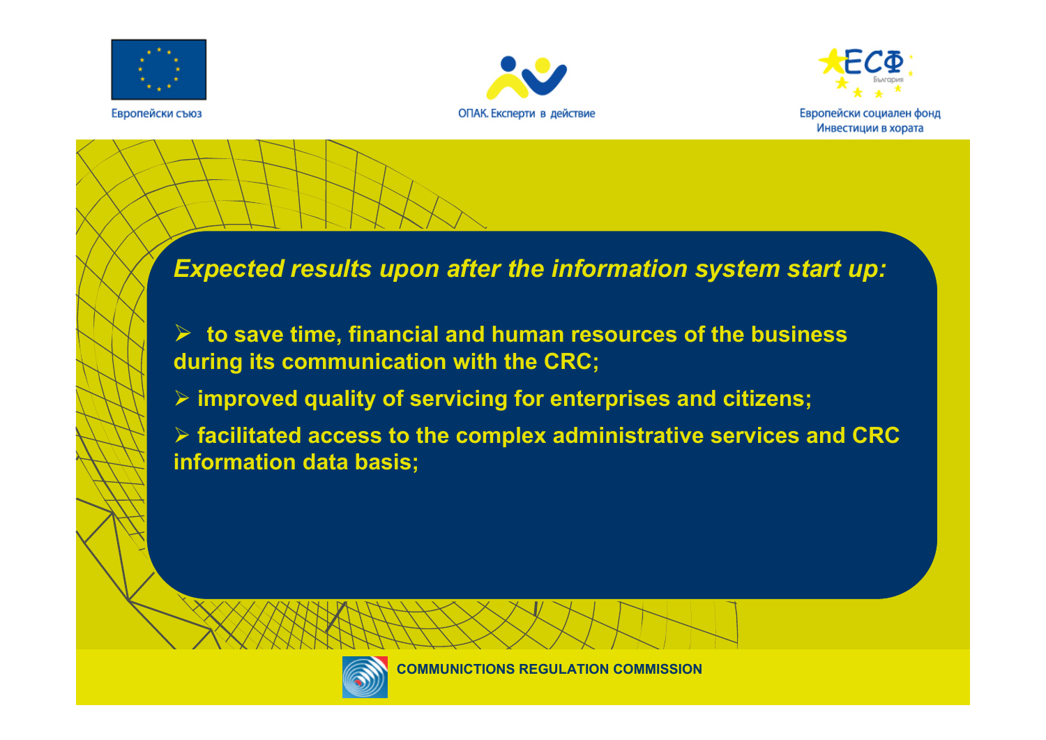Европейски съюз

ОПАК. Експерти в действие

Европейски социален фонд
Инвестиции в хората

***Expected results upon after the information system start up:***

- **to save time, financial and human resources of the business during its communication with the CRC;**
- **improved quality of servicing for enterprises and citizens;**
- **facilitated access to the complex administrative services and CRC information data basis;**

**COMMUNICTIONS REGULATION COMMISSION**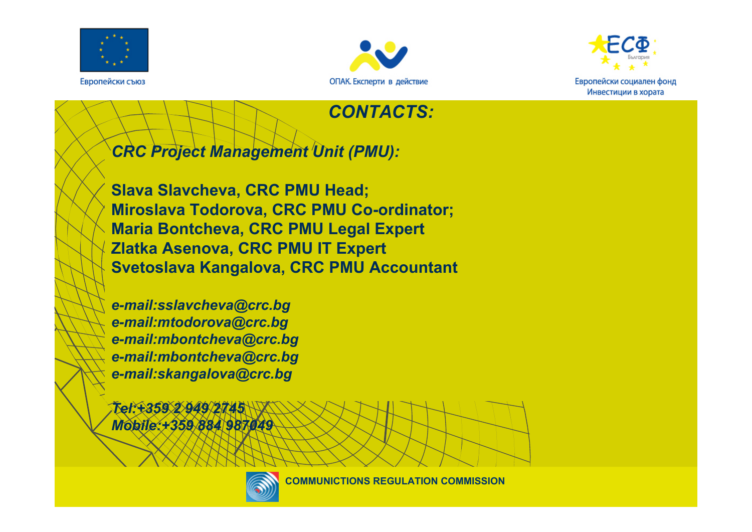Европейски съюз

ОПАК. Експерти в действие

Европейски социален фонд
Инвестиции в хората

# *CONTACTS:*

## *CRC Project Management Unit (PMU):*

**Slava Slavcheva, CRC PMU Head;**
**Miroslava Todorova, CRC PMU Co-ordinator;**
**Maria Bontcheva, CRC PMU Legal Expert**
**Zlatka Asenova, CRC PMU IT Expert**
**Svetoslava Kangalova, CRC PMU Accountant**

*e-mail:sslavcheva@crc.bg*
*e-mail:mtodorova@crc.bg*
*e-mail:mbontcheva@crc.bg*
*e-mail:mbontcheva@crc.bg*
*e-mail:skangalova@crc.bg*

*Tel:+359 2 949 2745*
*Mobile:+359 884 987049*

COMMUNICTIONS REGULATION COMMISSION